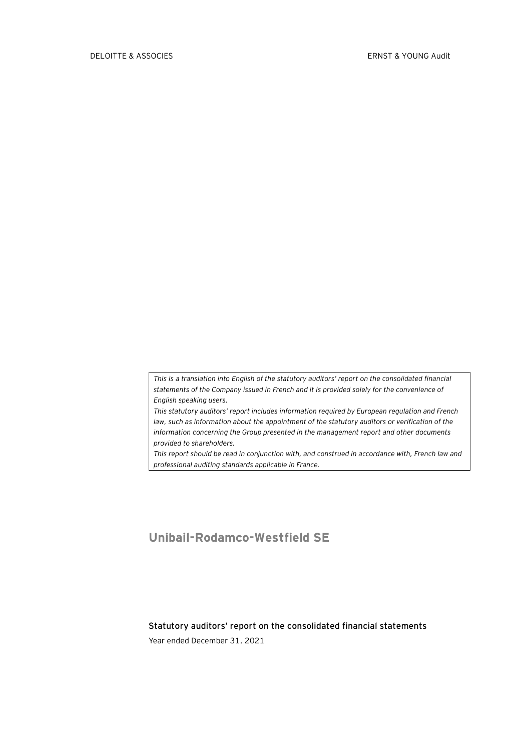DELOITTE & ASSOCIES

ERNST & YOUNG Audit

*This is a translation into English of the statutory auditors' report on the consolidated financial statements of the Company issued in French and it is provided solely for the convenience of English speaking users.*

*This statutory auditors' report includes information required by European regulation and French law, such as information about the appointment of the statutory auditors or verification of the information concerning the Group presented in the management report and other documents provided to shareholders.*

*This report should be read in conjunction with, and construed in accordance with, French law and professional auditing standards applicable in France.*

# Unibail-Rodamco-Westfield SE

## Statutory auditors' report on the consolidated financial statements

Year ended December 31, 2021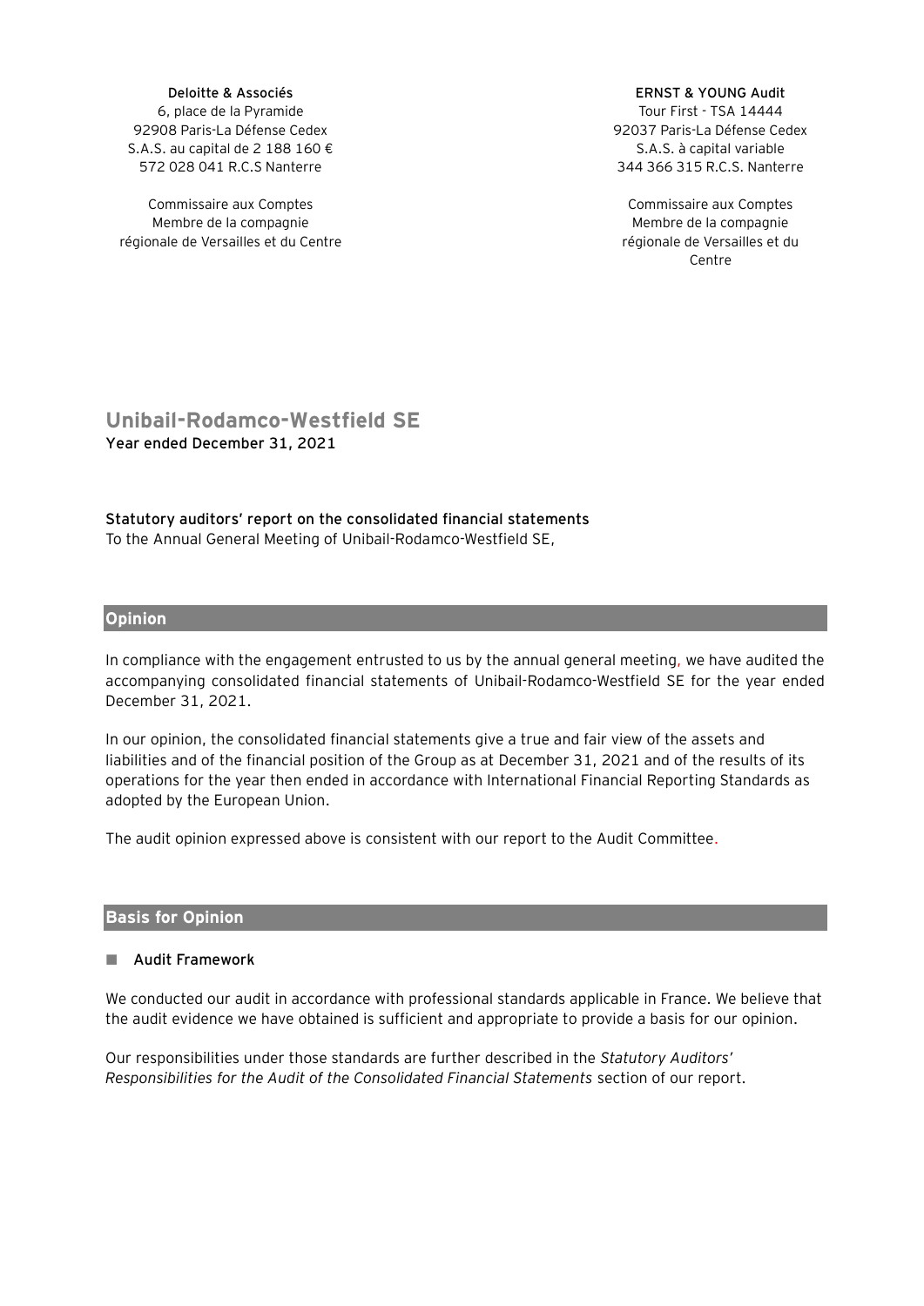**Deloitte & Associés**
6, place de la Pyramide
92908 Paris-La Défense Cedex
S.A.S. au capital de 2 188 160 €
572 028 041 R.C.S Nanterre

Commissaire aux Comptes
Membre de la compagnie
régionale de Versailles et du Centre

**ERNST & YOUNG Audit**
Tour First - TSA 14444
92037 Paris-La Défense Cedex
S.A.S. à capital variable
344 366 315 R.C.S. Nanterre

Commissaire aux Comptes
Membre de la compagnie
régionale de Versailles et du Centre

# Unibail-Rodamco-Westfield SE

**Year ended December 31, 2021**

**Statutory auditors' report on the consolidated financial statements**
To the Annual General Meeting of Unibail-Rodamco-Westfield SE,

## Opinion

In compliance with the engagement entrusted to us by the annual general meeting, we have audited the accompanying consolidated financial statements of Unibail-Rodamco-Westfield SE for the year ended December 31, 2021.

In our opinion, the consolidated financial statements give a true and fair view of the assets and liabilities and of the financial position of the Group as at December 31, 2021 and of the results of its operations for the year then ended in accordance with International Financial Reporting Standards as adopted by the European Union.

The audit opinion expressed above is consistent with our report to the Audit Committee.

## Basis for Opinion

### Audit Framework

We conducted our audit in accordance with professional standards applicable in France. We believe that the audit evidence we have obtained is sufficient and appropriate to provide a basis for our opinion.

Our responsibilities under those standards are further described in the *Statutory Auditors' Responsibilities for the Audit of the Consolidated Financial Statements* section of our report.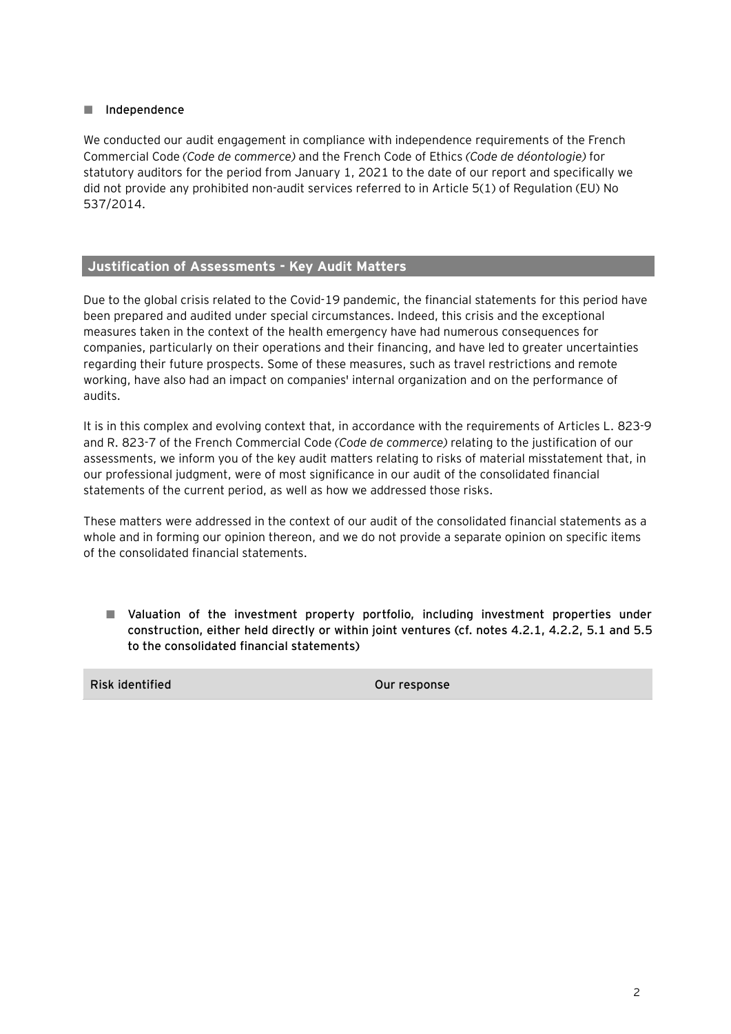- **Independence**

We conducted our audit engagement in compliance with independence requirements of the French Commercial Code *(Code de commerce)* and the French Code of Ethics *(Code de déontologie)* for statutory auditors for the period from January 1, 2021 to the date of our report and specifically we did not provide any prohibited non-audit services referred to in Article 5(1) of Regulation (EU) No 537/2014.

## Justification of Assessments - Key Audit Matters

Due to the global crisis related to the Covid-19 pandemic, the financial statements for this period have been prepared and audited under special circumstances. Indeed, this crisis and the exceptional measures taken in the context of the health emergency have had numerous consequences for companies, particularly on their operations and their financing, and have led to greater uncertainties regarding their future prospects. Some of these measures, such as travel restrictions and remote working, have also had an impact on companies' internal organization and on the performance of audits.

It is in this complex and evolving context that, in accordance with the requirements of Articles L. 823-9 and R. 823-7 of the French Commercial Code *(Code de commerce)* relating to the justification of our assessments, we inform you of the key audit matters relating to risks of material misstatement that, in our professional judgment, were of most significance in our audit of the consolidated financial statements of the current period, as well as how we addressed those risks.

These matters were addressed in the context of our audit of the consolidated financial statements as a whole and in forming our opinion thereon, and we do not provide a separate opinion on specific items of the consolidated financial statements.

- **Valuation of the investment property portfolio, including investment properties under construction, either held directly or within joint ventures (cf. notes 4.2.1, 4.2.2, 5.1 and 5.5 to the consolidated financial statements)**

| Risk identified | Our response |
|---|---|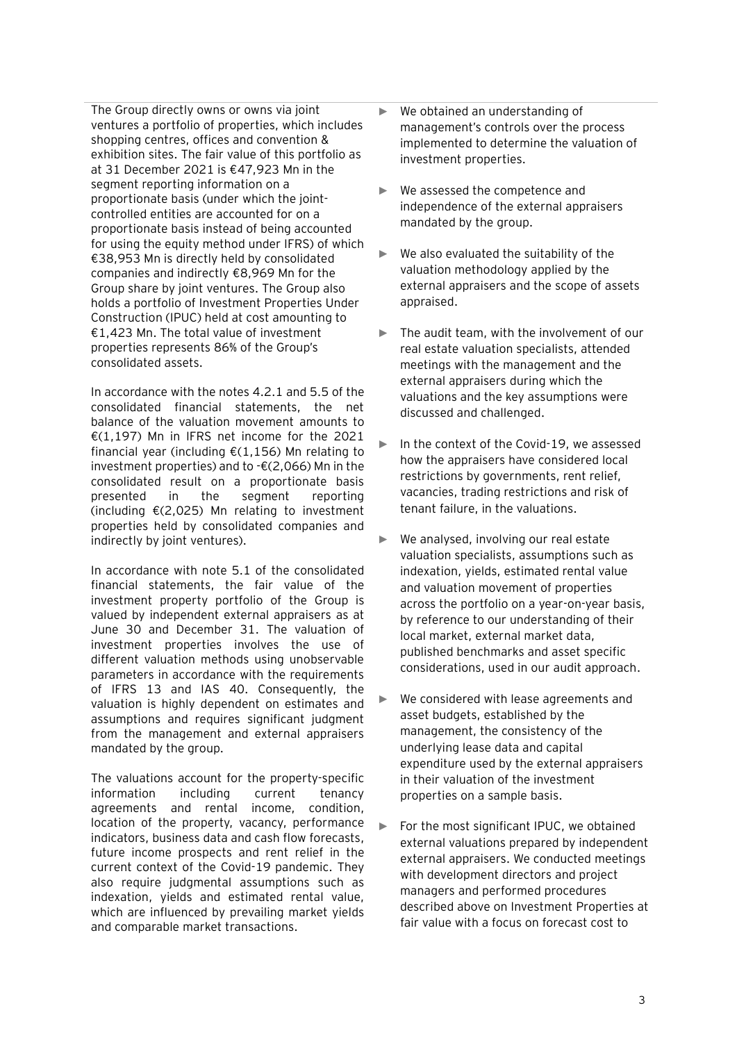The Group directly owns or owns via joint ventures a portfolio of properties, which includes shopping centres, offices and convention & exhibition sites. The fair value of this portfolio as at 31 December 2021 is €47,923 Mn in the segment reporting information on a proportionate basis (under which the joint-controlled entities are accounted for on a proportionate basis instead of being accounted for using the equity method under IFRS) of which €38,953 Mn is directly held by consolidated companies and indirectly €8,969 Mn for the Group share by joint ventures. The Group also holds a portfolio of Investment Properties Under Construction (IPUC) held at cost amounting to €1,423 Mn. The total value of investment properties represents 86% of the Group's consolidated assets.

In accordance with the notes 4.2.1 and 5.5 of the consolidated financial statements, the net balance of the valuation movement amounts to €(1,197) Mn in IFRS net income for the 2021 financial year (including €(1,156) Mn relating to investment properties) and to -€(2,066) Mn in the consolidated result on a proportionate basis presented in the segment reporting (including €(2,025) Mn relating to investment properties held by consolidated companies and indirectly by joint ventures).

In accordance with note 5.1 of the consolidated financial statements, the fair value of the investment property portfolio of the Group is valued by independent external appraisers as at June 30 and December 31. The valuation of investment properties involves the use of different valuation methods using unobservable parameters in accordance with the requirements of IFRS 13 and IAS 40. Consequently, the valuation is highly dependent on estimates and assumptions and requires significant judgment from the management and external appraisers mandated by the group.

The valuations account for the property-specific information including current tenancy agreements and rental income, condition, location of the property, vacancy, performance indicators, business data and cash flow forecasts, future income prospects and rent relief in the current context of the Covid-19 pandemic. They also require judgmental assumptions such as indexation, yields and estimated rental value, which are influenced by prevailing market yields and comparable market transactions.

- We obtained an understanding of management's controls over the process implemented to determine the valuation of investment properties.
- We assessed the competence and independence of the external appraisers mandated by the group.
- We also evaluated the suitability of the valuation methodology applied by the external appraisers and the scope of assets appraised.
- The audit team, with the involvement of our real estate valuation specialists, attended meetings with the management and the external appraisers during which the valuations and the key assumptions were discussed and challenged.
- In the context of the Covid-19, we assessed how the appraisers have considered local restrictions by governments, rent relief, vacancies, trading restrictions and risk of tenant failure, in the valuations.
- We analysed, involving our real estate valuation specialists, assumptions such as indexation, yields, estimated rental value and valuation movement of properties across the portfolio on a year-on-year basis, by reference to our understanding of their local market, external market data, published benchmarks and asset specific considerations, used in our audit approach.
- We considered with lease agreements and asset budgets, established by the management, the consistency of the underlying lease data and capital expenditure used by the external appraisers in their valuation of the investment properties on a sample basis.
- For the most significant IPUC, we obtained external valuations prepared by independent external appraisers. We conducted meetings with development directors and project managers and performed procedures described above on Investment Properties at fair value with a focus on forecast cost to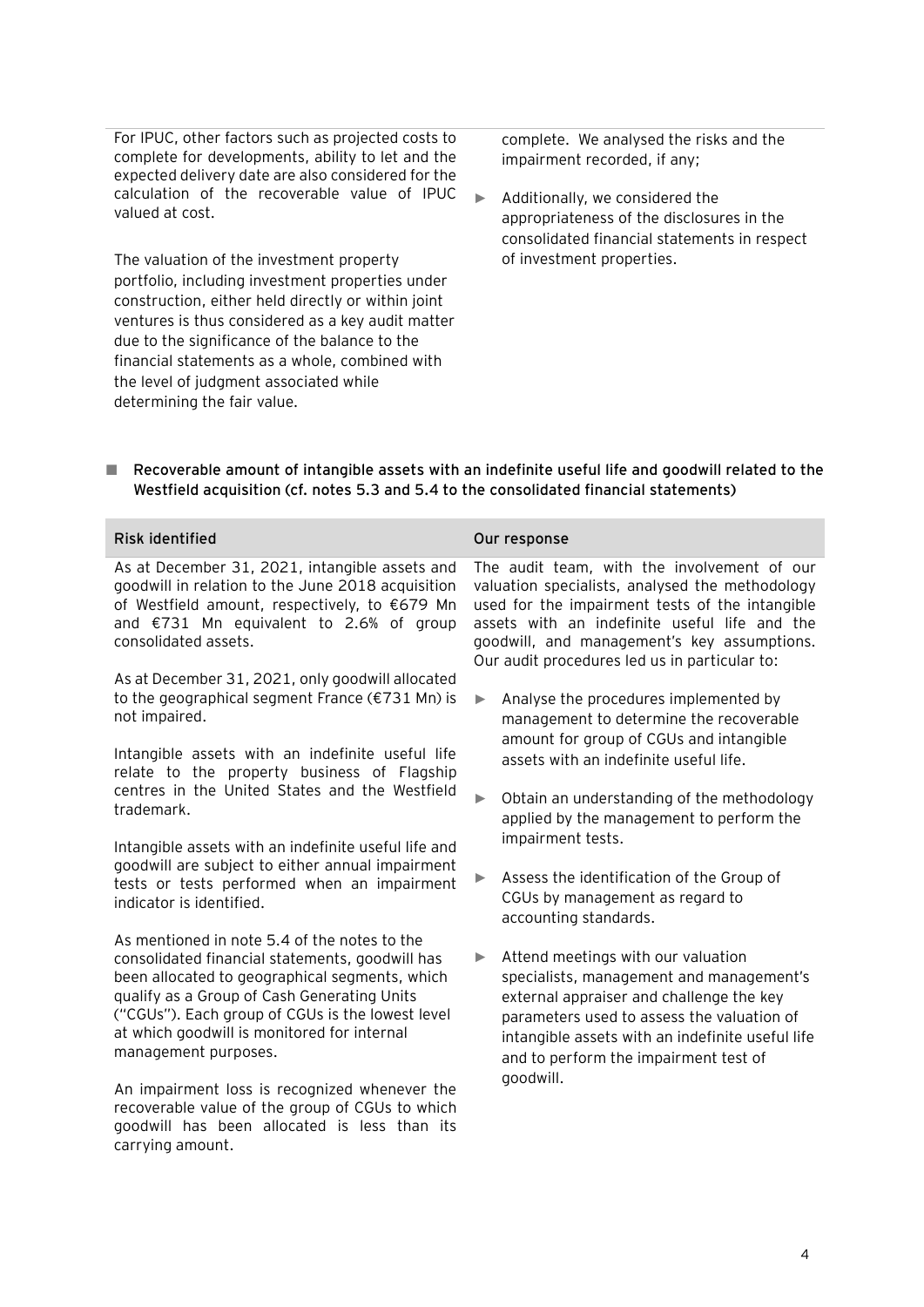For IPUC, other factors such as projected costs to complete for developments, ability to let and the expected delivery date are also considered for the calculation of the recoverable value of IPUC valued at cost.

The valuation of the investment property portfolio, including investment properties under construction, either held directly or within joint ventures is thus considered as a key audit matter due to the significance of the balance to the financial statements as a whole, combined with the level of judgment associated while determining the fair value.

complete. We analysed the risks and the impairment recorded, if any;

- Additionally, we considered the appropriateness of the disclosures in the consolidated financial statements in respect of investment properties.

- **Recoverable amount of intangible assets with an indefinite useful life and goodwill related to the Westfield acquisition (cf. notes 5.3 and 5.4 to the consolidated financial statements)**

| Risk identified | Our response |
| --- | --- |
| As at December 31, 2021, intangible assets and goodwill in relation to the June 2018 acquisition of Westfield amount, respectively, to €679 Mn and €731 Mn equivalent to 2.6% of group consolidated assets.<br><br>As at December 31, 2021, only goodwill allocated to the geographical segment France (€731 Mn) is not impaired.<br><br>Intangible assets with an indefinite useful life relate to the property business of Flagship centres in the United States and the Westfield trademark.<br><br>Intangible assets with an indefinite useful life and goodwill are subject to either annual impairment tests or tests performed when an impairment indicator is identified.<br><br>As mentioned in note 5.4 of the notes to the consolidated financial statements, goodwill has been allocated to geographical segments, which qualify as a Group of Cash Generating Units ("CGUs"). Each group of CGUs is the lowest level at which goodwill is monitored for internal management purposes.<br><br>An impairment loss is recognized whenever the recoverable value of the group of CGUs to which goodwill has been allocated is less than its carrying amount. | The audit team, with the involvement of our valuation specialists, analysed the methodology used for the impairment tests of the intangible assets with an indefinite useful life and the goodwill, and management's key assumptions. Our audit procedures led us in particular to:<br><br>- Analyse the procedures implemented by management to determine the recoverable amount for group of CGUs and intangible assets with an indefinite useful life.<br>- Obtain an understanding of the methodology applied by the management to perform the impairment tests.<br>- Assess the identification of the Group of CGUs by management as regard to accounting standards.<br>- Attend meetings with our valuation specialists, management and management's external appraiser and challenge the key parameters used to assess the valuation of intangible assets with an indefinite useful life and to perform the impairment test of goodwill. |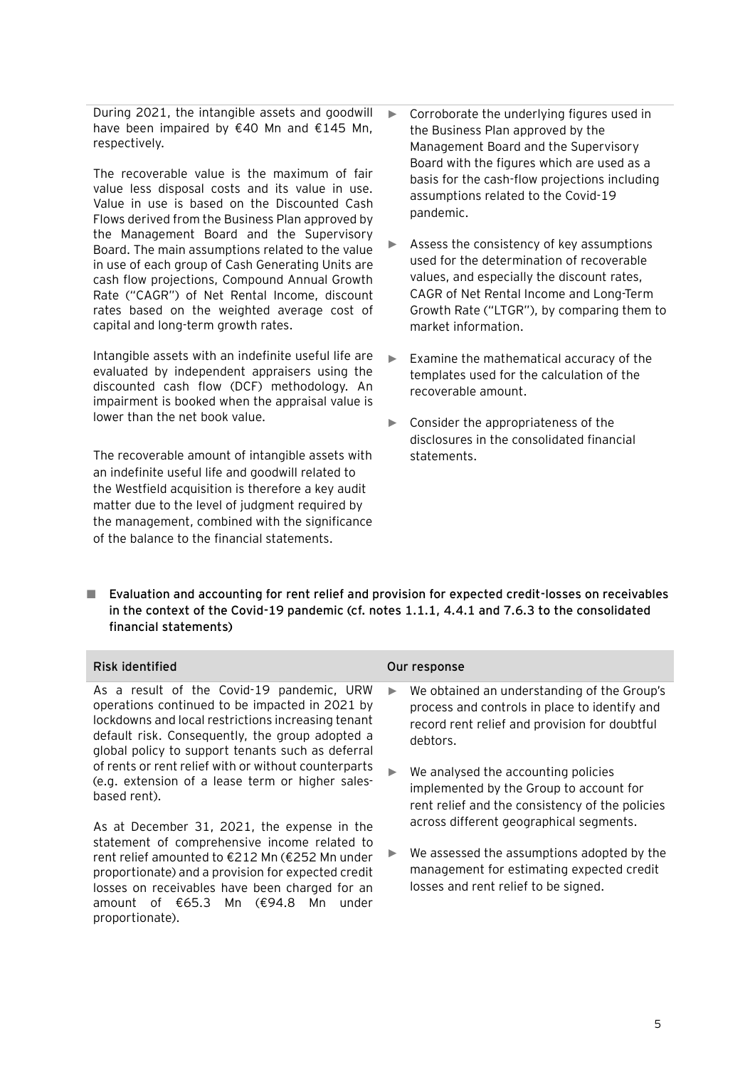| | |
|---|---|
| During 2021, the intangible assets and goodwill have been impaired by €40 Mn and €145 Mn, respectively.<br><br>The recoverable value is the maximum of fair value less disposal costs and its value in use. Value in use is based on the Discounted Cash Flows derived from the Business Plan approved by the Management Board and the Supervisory Board. The main assumptions related to the value in use of each group of Cash Generating Units are cash flow projections, Compound Annual Growth Rate ("CAGR") of Net Rental Income, discount rates based on the weighted average cost of capital and long-term growth rates.<br><br>Intangible assets with an indefinite useful life are evaluated by independent appraisers using the discounted cash flow (DCF) methodology. An impairment is booked when the appraisal value is lower than the net book value.<br><br>The recoverable amount of intangible assets with an indefinite useful life and goodwill related to the Westfield acquisition is therefore a key audit matter due to the level of judgment required by the management, combined with the significance of the balance to the financial statements. | ► Corroborate the underlying figures used in the Business Plan approved by the Management Board and the Supervisory Board with the figures which are used as a basis for the cash-flow projections including assumptions related to the Covid-19 pandemic.<br><br>► Assess the consistency of key assumptions used for the determination of recoverable values, and especially the discount rates, CAGR of Net Rental Income and Long-Term Growth Rate ("LTGR"), by comparing them to market information.<br><br>► Examine the mathematical accuracy of the templates used for the calculation of the recoverable amount.<br><br>► Consider the appropriateness of the disclosures in the consolidated financial statements. |

■ **Evaluation and accounting for rent relief and provision for expected credit-losses on receivables in the context of the Covid-19 pandemic (cf. notes 1.1.1, 4.4.1 and 7.6.3 to the consolidated financial statements)**

| Risk identified | Our response |
|---|---|
| As a result of the Covid-19 pandemic, URW operations continued to be impacted in 2021 by lockdowns and local restrictions increasing tenant default risk. Consequently, the group adopted a global policy to support tenants such as deferral of rents or rent relief with or without counterparts (e.g. extension of a lease term or higher sales-based rent).<br><br>As at December 31, 2021, the expense in the statement of comprehensive income related to rent relief amounted to €212 Mn (€252 Mn under proportionate) and a provision for expected credit losses on receivables have been charged for an amount of €65.3 Mn (€94.8 Mn under proportionate). | ► We obtained an understanding of the Group's process and controls in place to identify and record rent relief and provision for doubtful debtors.<br><br>► We analysed the accounting policies implemented by the Group to account for rent relief and the consistency of the policies across different geographical segments.<br><br>► We assessed the assumptions adopted by the management for estimating expected credit losses and rent relief to be signed. |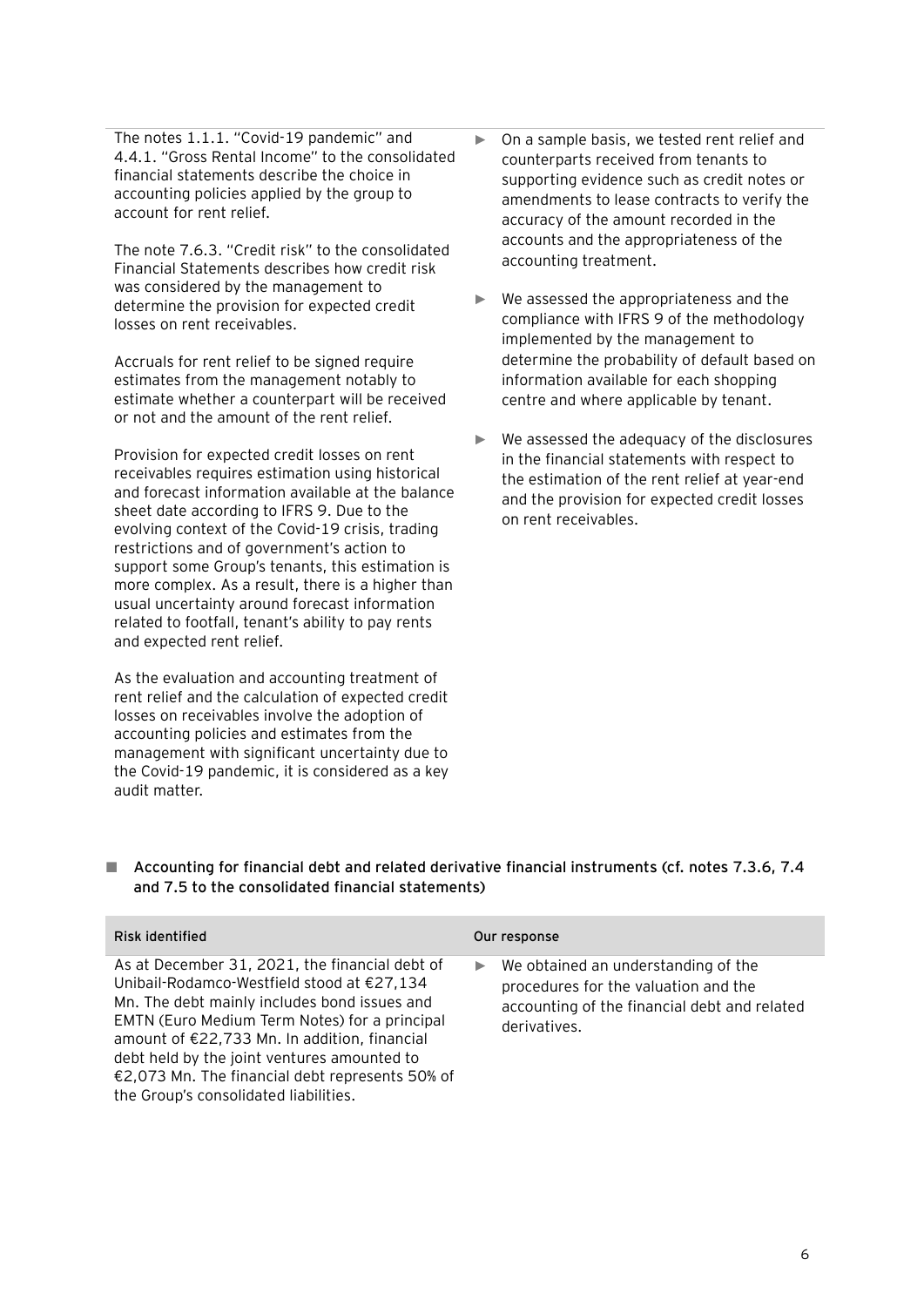| | |
|---|---|
| The notes 1.1.1. "Covid-19 pandemic" and 4.4.1. "Gross Rental Income" to the consolidated financial statements describe the choice in accounting policies applied by the group to account for rent relief.<br><br>The note 7.6.3. "Credit risk" to the consolidated Financial Statements describes how credit risk was considered by the management to determine the provision for expected credit losses on rent receivables.<br><br>Accruals for rent relief to be signed require estimates from the management notably to estimate whether a counterpart will be received or not and the amount of the rent relief.<br><br>Provision for expected credit losses on rent receivables requires estimation using historical and forecast information available at the balance sheet date according to IFRS 9. Due to the evolving context of the Covid-19 crisis, trading restrictions and of government's action to support some Group's tenants, this estimation is more complex. As a result, there is a higher than usual uncertainty around forecast information related to footfall, tenant's ability to pay rents and expected rent relief.<br><br>As the evaluation and accounting treatment of rent relief and the calculation of expected credit losses on receivables involve the adoption of accounting policies and estimates from the management with significant uncertainty due to the Covid-19 pandemic, it is considered as a key audit matter. | ► On a sample basis, we tested rent relief and counterparts received from tenants to supporting evidence such as credit notes or amendments to lease contracts to verify the accuracy of the amount recorded in the accounts and the appropriateness of the accounting treatment.<br><br>► We assessed the appropriateness and the compliance with IFRS 9 of the methodology implemented by the management to determine the probability of default based on information available for each shopping centre and where applicable by tenant.<br><br>► We assessed the adequacy of the disclosures in the financial statements with respect to the estimation of the rent relief at year-end and the provision for expected credit losses on rent receivables. |

■ **Accounting for financial debt and related derivative financial instruments (cf. notes 7.3.6, 7.4 and 7.5 to the consolidated financial statements)**

| Risk identified | Our response |
|---|---|
| As at December 31, 2021, the financial debt of Unibail-Rodamco-Westfield stood at €27,134 Mn. The debt mainly includes bond issues and EMTN (Euro Medium Term Notes) for a principal amount of €22,733 Mn. In addition, financial debt held by the joint ventures amounted to €2,073 Mn. The financial debt represents 50% of the Group's consolidated liabilities. | ► We obtained an understanding of the procedures for the valuation and the accounting of the financial debt and related derivatives. |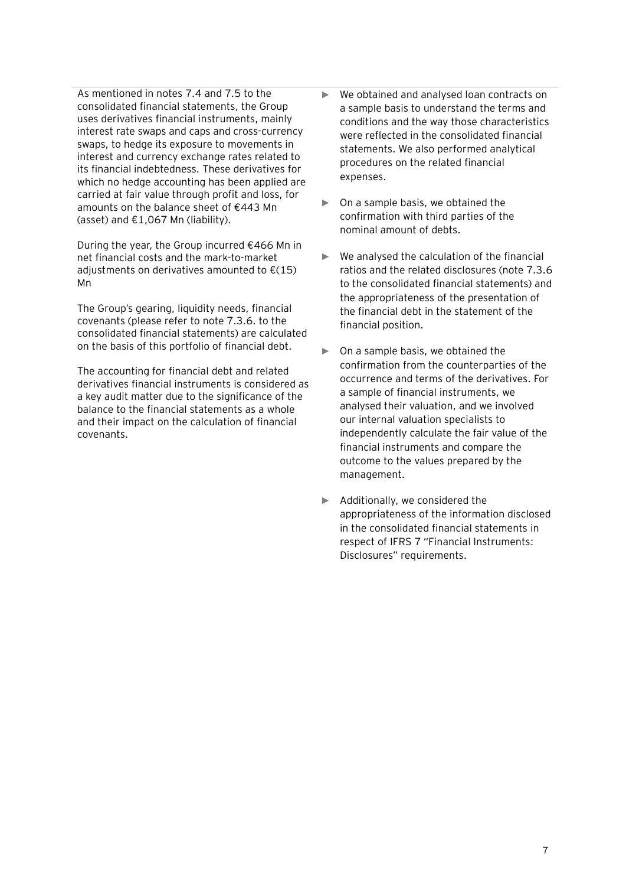As mentioned in notes 7.4 and 7.5 to the consolidated financial statements, the Group uses derivatives financial instruments, mainly interest rate swaps and caps and cross-currency swaps, to hedge its exposure to movements in interest and currency exchange rates related to its financial indebtedness. These derivatives for which no hedge accounting has been applied are carried at fair value through profit and loss, for amounts on the balance sheet of €443 Mn (asset) and €1,067 Mn (liability).

During the year, the Group incurred €466 Mn in net financial costs and the mark-to-market adjustments on derivatives amounted to €(15) Mn

The Group's gearing, liquidity needs, financial covenants (please refer to note 7.3.6. to the consolidated financial statements) are calculated on the basis of this portfolio of financial debt.

The accounting for financial debt and related derivatives financial instruments is considered as a key audit matter due to the significance of the balance to the financial statements as a whole and their impact on the calculation of financial covenants.

- We obtained and analysed loan contracts on a sample basis to understand the terms and conditions and the way those characteristics were reflected in the consolidated financial statements. We also performed analytical procedures on the related financial expenses.
- On a sample basis, we obtained the confirmation with third parties of the nominal amount of debts.
- We analysed the calculation of the financial ratios and the related disclosures (note 7.3.6 to the consolidated financial statements) and the appropriateness of the presentation of the financial debt in the statement of the financial position.
- On a sample basis, we obtained the confirmation from the counterparties of the occurrence and terms of the derivatives. For a sample of financial instruments, we analysed their valuation, and we involved our internal valuation specialists to independently calculate the fair value of the financial instruments and compare the outcome to the values prepared by the management.
- Additionally, we considered the appropriateness of the information disclosed in the consolidated financial statements in respect of IFRS 7 "Financial Instruments: Disclosures" requirements.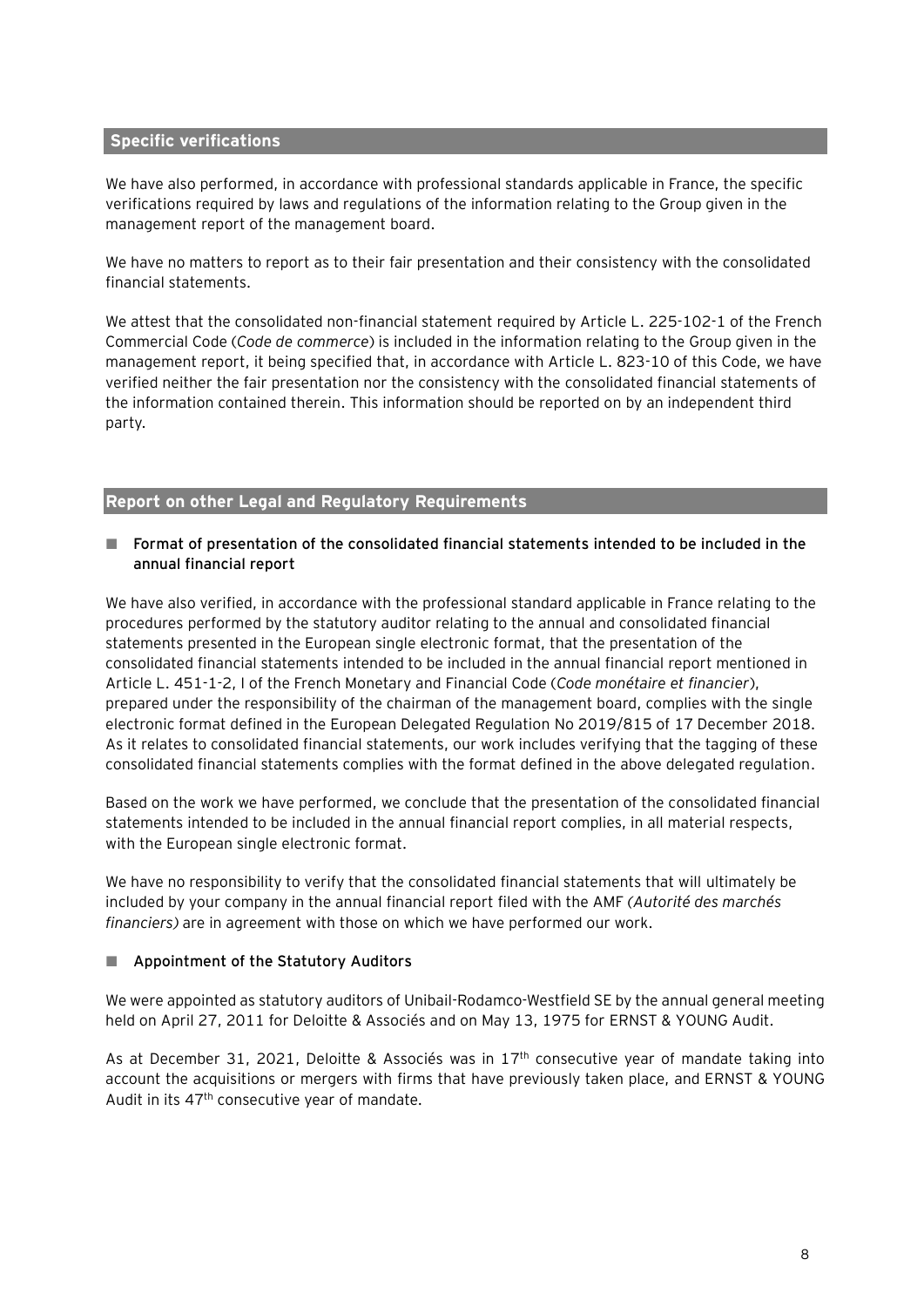## Specific verifications

We have also performed, in accordance with professional standards applicable in France, the specific verifications required by laws and regulations of the information relating to the Group given in the management report of the management board.

We have no matters to report as to their fair presentation and their consistency with the consolidated financial statements.

We attest that the consolidated non-financial statement required by Article L. 225-102-1 of the French Commercial Code (*Code de commerce*) is included in the information relating to the Group given in the management report, it being specified that, in accordance with Article L. 823-10 of this Code, we have verified neither the fair presentation nor the consistency with the consolidated financial statements of the information contained therein. This information should be reported on by an independent third party.

## Report on other Legal and Regulatory Requirements

### Format of presentation of the consolidated financial statements intended to be included in the annual financial report

We have also verified, in accordance with the professional standard applicable in France relating to the procedures performed by the statutory auditor relating to the annual and consolidated financial statements presented in the European single electronic format, that the presentation of the consolidated financial statements intended to be included in the annual financial report mentioned in Article L. 451-1-2, I of the French Monetary and Financial Code (*Code monétaire et financier*), prepared under the responsibility of the chairman of the management board, complies with the single electronic format defined in the European Delegated Regulation No 2019/815 of 17 December 2018. As it relates to consolidated financial statements, our work includes verifying that the tagging of these consolidated financial statements complies with the format defined in the above delegated regulation.

Based on the work we have performed, we conclude that the presentation of the consolidated financial statements intended to be included in the annual financial report complies, in all material respects, with the European single electronic format.

We have no responsibility to verify that the consolidated financial statements that will ultimately be included by your company in the annual financial report filed with the AMF *(Autorité des marchés financiers)* are in agreement with those on which we have performed our work.

### Appointment of the Statutory Auditors

We were appointed as statutory auditors of Unibail-Rodamco-Westfield SE by the annual general meeting held on April 27, 2011 for Deloitte & Associés and on May 13, 1975 for ERNST & YOUNG Audit.

As at December 31, 2021, Deloitte & Associés was in 17th consecutive year of mandate taking into account the acquisitions or mergers with firms that have previously taken place, and ERNST & YOUNG Audit in its 47th consecutive year of mandate.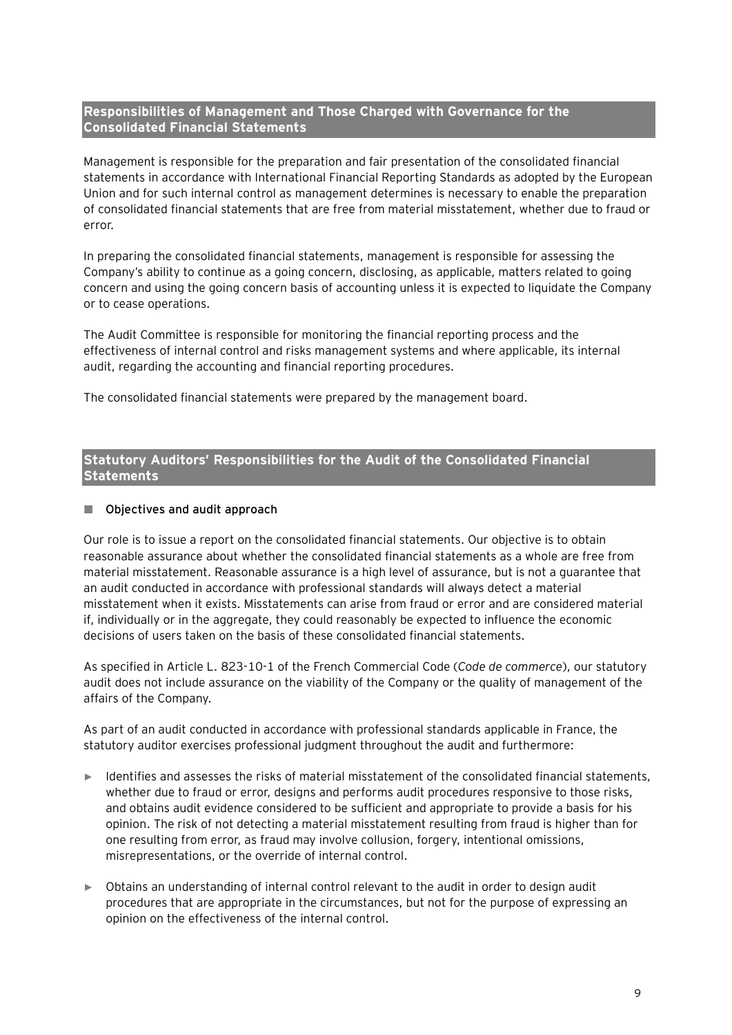## Responsibilities of Management and Those Charged with Governance for the Consolidated Financial Statements

Management is responsible for the preparation and fair presentation of the consolidated financial statements in accordance with International Financial Reporting Standards as adopted by the European Union and for such internal control as management determines is necessary to enable the preparation of consolidated financial statements that are free from material misstatement, whether due to fraud or error.

In preparing the consolidated financial statements, management is responsible for assessing the Company's ability to continue as a going concern, disclosing, as applicable, matters related to going concern and using the going concern basis of accounting unless it is expected to liquidate the Company or to cease operations.

The Audit Committee is responsible for monitoring the financial reporting process and the effectiveness of internal control and risks management systems and where applicable, its internal audit, regarding the accounting and financial reporting procedures.

The consolidated financial statements were prepared by the management board.

## Statutory Auditors' Responsibilities for the Audit of the Consolidated Financial Statements

### Objectives and audit approach

Our role is to issue a report on the consolidated financial statements. Our objective is to obtain reasonable assurance about whether the consolidated financial statements as a whole are free from material misstatement. Reasonable assurance is a high level of assurance, but is not a guarantee that an audit conducted in accordance with professional standards will always detect a material misstatement when it exists. Misstatements can arise from fraud or error and are considered material if, individually or in the aggregate, they could reasonably be expected to influence the economic decisions of users taken on the basis of these consolidated financial statements.

As specified in Article L. 823-10-1 of the French Commercial Code (*Code de commerce*), our statutory audit does not include assurance on the viability of the Company or the quality of management of the affairs of the Company.

As part of an audit conducted in accordance with professional standards applicable in France, the statutory auditor exercises professional judgment throughout the audit and furthermore:

- Identifies and assesses the risks of material misstatement of the consolidated financial statements, whether due to fraud or error, designs and performs audit procedures responsive to those risks, and obtains audit evidence considered to be sufficient and appropriate to provide a basis for his opinion. The risk of not detecting a material misstatement resulting from fraud is higher than for one resulting from error, as fraud may involve collusion, forgery, intentional omissions, misrepresentations, or the override of internal control.

- Obtains an understanding of internal control relevant to the audit in order to design audit procedures that are appropriate in the circumstances, but not for the purpose of expressing an opinion on the effectiveness of the internal control.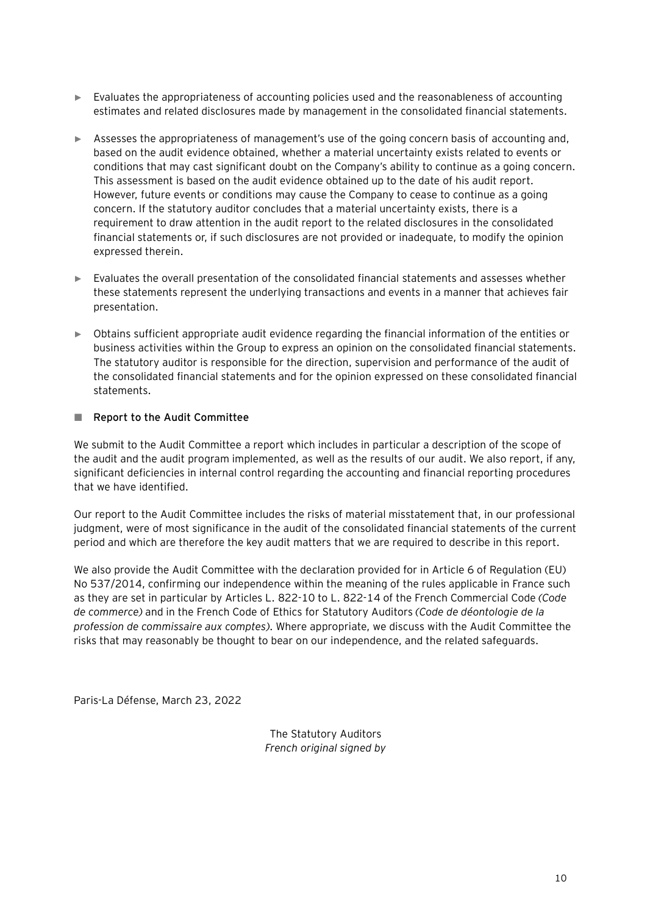- Evaluates the appropriateness of accounting policies used and the reasonableness of accounting estimates and related disclosures made by management in the consolidated financial statements.
- Assesses the appropriateness of management's use of the going concern basis of accounting and, based on the audit evidence obtained, whether a material uncertainty exists related to events or conditions that may cast significant doubt on the Company's ability to continue as a going concern. This assessment is based on the audit evidence obtained up to the date of his audit report. However, future events or conditions may cause the Company to cease to continue as a going concern. If the statutory auditor concludes that a material uncertainty exists, there is a requirement to draw attention in the audit report to the related disclosures in the consolidated financial statements or, if such disclosures are not provided or inadequate, to modify the opinion expressed therein.
- Evaluates the overall presentation of the consolidated financial statements and assesses whether these statements represent the underlying transactions and events in a manner that achieves fair presentation.
- Obtains sufficient appropriate audit evidence regarding the financial information of the entities or business activities within the Group to express an opinion on the consolidated financial statements. The statutory auditor is responsible for the direction, supervision and performance of the audit of the consolidated financial statements and for the opinion expressed on these consolidated financial statements.

## Report to the Audit Committee

We submit to the Audit Committee a report which includes in particular a description of the scope of the audit and the audit program implemented, as well as the results of our audit. We also report, if any, significant deficiencies in internal control regarding the accounting and financial reporting procedures that we have identified.

Our report to the Audit Committee includes the risks of material misstatement that, in our professional judgment, were of most significance in the audit of the consolidated financial statements of the current period and which are therefore the key audit matters that we are required to describe in this report.

We also provide the Audit Committee with the declaration provided for in Article 6 of Regulation (EU) No 537/2014, confirming our independence within the meaning of the rules applicable in France such as they are set in particular by Articles L. 822-10 to L. 822-14 of the French Commercial Code *(Code de commerce)* and in the French Code of Ethics for Statutory Auditors *(Code de déontologie de la profession de commissaire aux comptes)*. Where appropriate, we discuss with the Audit Committee the risks that may reasonably be thought to bear on our independence, and the related safeguards.

Paris-La Défense, March 23, 2022

The Statutory Auditors
*French original signed by*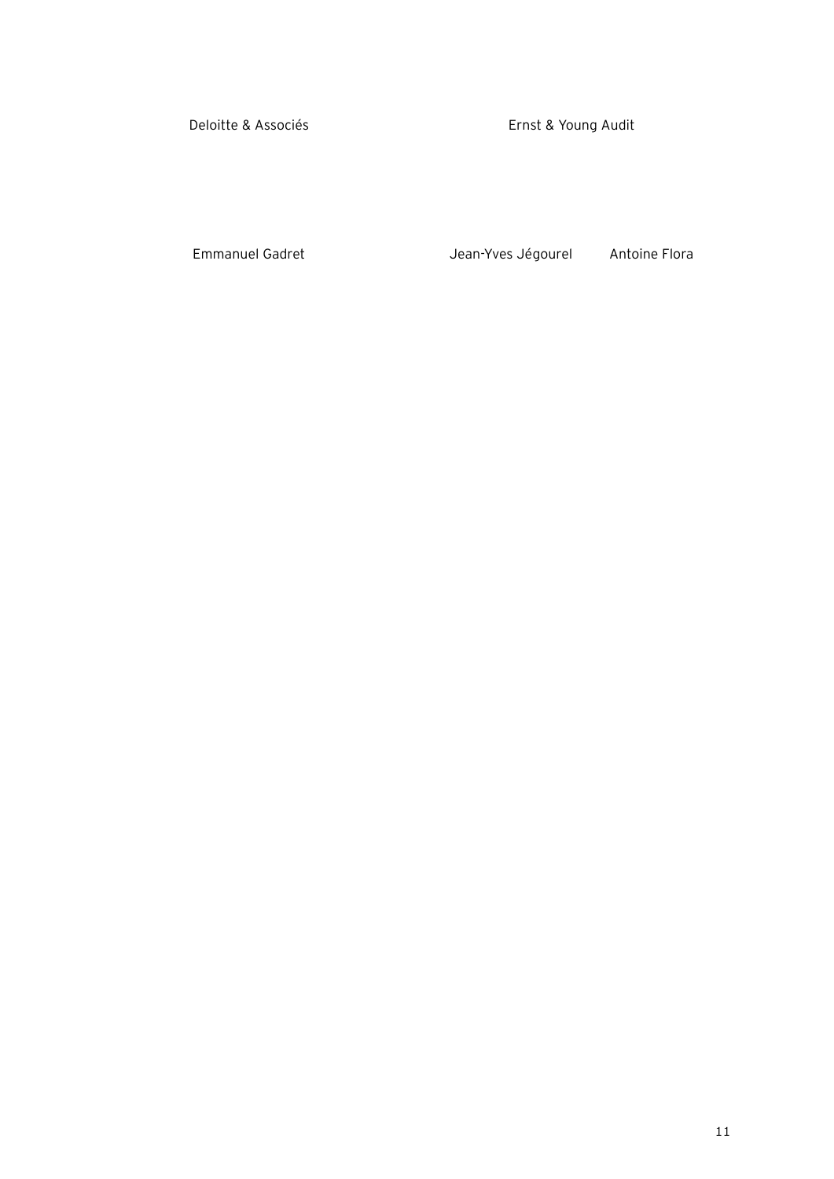| | |
|---|---|
| Deloitte & Associés | Ernst & Young Audit |
| Emmanuel Gadret | Jean-Yves Jégourel  Antoine Flora |